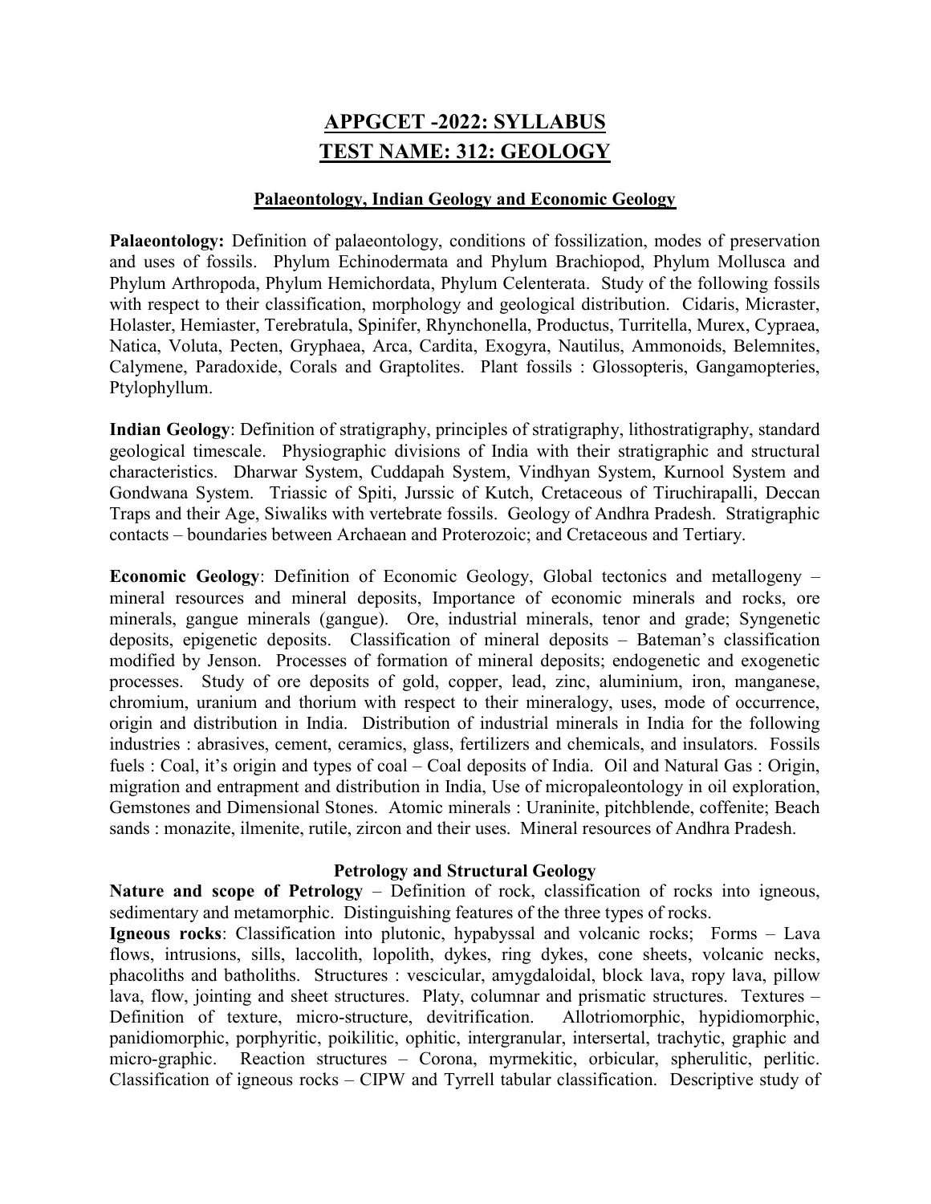# APPGCET -2022: SYLLABUS
# TEST NAME: 312: GEOLOGY

## Palaeontology, Indian Geology and Economic Geology

**Palaeontology:** Definition of palaeontology, conditions of fossilization, modes of preservation and uses of fossils. Phylum Echinodermata and Phylum Brachiopod, Phylum Mollusca and Phylum Arthropoda, Phylum Hemichordata, Phylum Celenterata. Study of the following fossils with respect to their classification, morphology and geological distribution. Cidaris, Micraster, Holaster, Hemiaster, Terebratula, Spinifer, Rhynchonella, Productus, Turritella, Murex, Cypraea, Natica, Voluta, Pecten, Gryphaea, Arca, Cardita, Exogyra, Nautilus, Ammonoids, Belemnites, Calymene, Paradoxide, Corals and Graptolites. Plant fossils : Glossopteris, Gangamopteries, Ptylophyllum.

**Indian Geology**: Definition of stratigraphy, principles of stratigraphy, lithostratigraphy, standard geological timescale. Physiographic divisions of India with their stratigraphic and structural characteristics. Dharwar System, Cuddapah System, Vindhyan System, Kurnool System and Gondwana System. Triassic of Spiti, Jurssic of Kutch, Cretaceous of Tiruchirapalli, Deccan Traps and their Age, Siwaliks with vertebrate fossils. Geology of Andhra Pradesh. Stratigraphic contacts – boundaries between Archaean and Proterozoic; and Cretaceous and Tertiary.

**Economic Geology**: Definition of Economic Geology, Global tectonics and metallogeny – mineral resources and mineral deposits, Importance of economic minerals and rocks, ore minerals, gangue minerals (gangue). Ore, industrial minerals, tenor and grade; Syngenetic deposits, epigenetic deposits. Classification of mineral deposits – Bateman's classification modified by Jenson. Processes of formation of mineral deposits; endogenetic and exogenetic processes. Study of ore deposits of gold, copper, lead, zinc, aluminium, iron, manganese, chromium, uranium and thorium with respect to their mineralogy, uses, mode of occurrence, origin and distribution in India. Distribution of industrial minerals in India for the following industries : abrasives, cement, ceramics, glass, fertilizers and chemicals, and insulators. Fossils fuels : Coal, it's origin and types of coal – Coal deposits of India. Oil and Natural Gas : Origin, migration and entrapment and distribution in India, Use of micropaleontology in oil exploration, Gemstones and Dimensional Stones. Atomic minerals : Uraninite, pitchblende, coffenite; Beach sands : monazite, ilmenite, rutile, zircon and their uses. Mineral resources of Andhra Pradesh.

## Petrology and Structural Geology

**Nature and scope of Petrology** – Definition of rock, classification of rocks into igneous, sedimentary and metamorphic. Distinguishing features of the three types of rocks.

**Igneous rocks**: Classification into plutonic, hypabyssal and volcanic rocks; Forms – Lava flows, intrusions, sills, laccolith, lopolith, dykes, ring dykes, cone sheets, volcanic necks, phacoliths and batholiths. Structures : vescicular, amygdaloidal, block lava, ropy lava, pillow lava, flow, jointing and sheet structures. Platy, columnar and prismatic structures. Textures – Definition of texture, micro-structure, devitrification. Allotriomorphic, hypidiomorphic, panidiomorphic, porphyritic, poikilitic, ophitic, intergranular, intersertal, trachytic, graphic and micro-graphic. Reaction structures – Corona, myrmekitic, orbicular, spherulitic, perlitic. Classification of igneous rocks – CIPW and Tyrrell tabular classification. Descriptive study of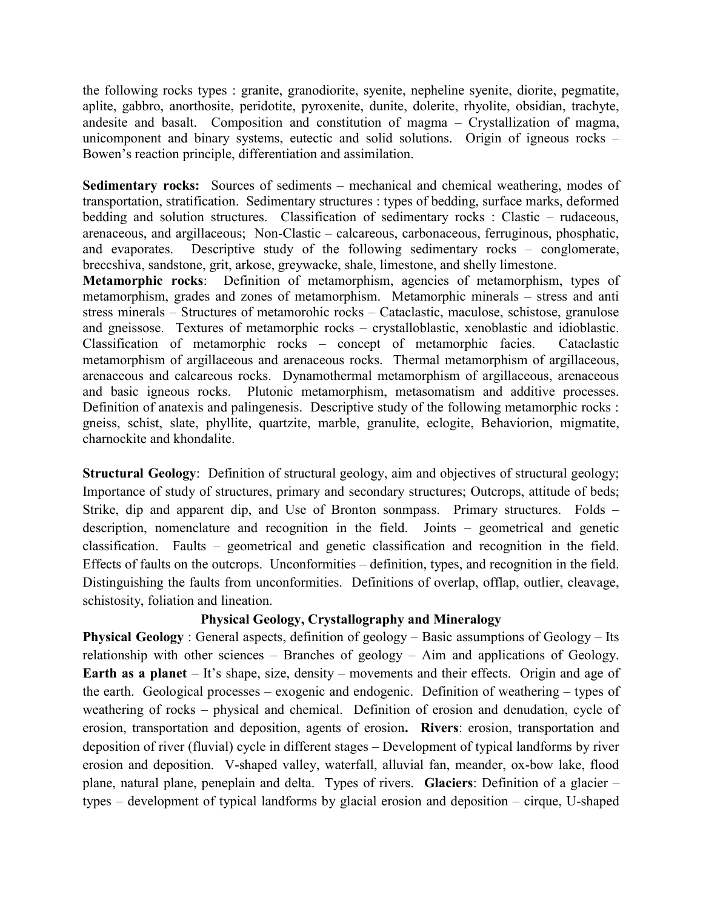the following rocks types : granite, granodiorite, syenite, nepheline syenite, diorite, pegmatite, aplite, gabbro, anorthosite, peridotite, pyroxenite, dunite, dolerite, rhyolite, obsidian, trachyte, andesite and basalt. Composition and constitution of magma – Crystallization of magma, unicomponent and binary systems, eutectic and solid solutions. Origin of igneous rocks – Bowen's reaction principle, differentiation and assimilation.

**Sedimentary rocks:** Sources of sediments – mechanical and chemical weathering, modes of transportation, stratification. Sedimentary structures : types of bedding, surface marks, deformed bedding and solution structures. Classification of sedimentary rocks : Clastic – rudaceous, arenaceous, and argillaceous; Non-Clastic – calcareous, carbonaceous, ferruginous, phosphatic, and evaporates. Descriptive study of the following sedimentary rocks – conglomerate, breccshiva, sandstone, grit, arkose, greywacke, shale, limestone, and shelly limestone.

**Metamorphic rocks**: Definition of metamorphism, agencies of metamorphism, types of metamorphism, grades and zones of metamorphism. Metamorphic minerals – stress and anti stress minerals – Structures of metamorohic rocks – Cataclastic, maculose, schistose, granulose and gneissose. Textures of metamorphic rocks – crystalloblastic, xenoblastic and idioblastic. Classification of metamorphic rocks – concept of metamorphic facies. Cataclastic metamorphism of argillaceous and arenaceous rocks. Thermal metamorphism of argillaceous, arenaceous and calcareous rocks. Dynamothermal metamorphism of argillaceous, arenaceous and basic igneous rocks. Plutonic metamorphism, metasomatism and additive processes. Definition of anatexis and palingenesis. Descriptive study of the following metamorphic rocks : gneiss, schist, slate, phyllite, quartzite, marble, granulite, eclogite, Behaviorion, migmatite, charnockite and khondalite.

**Structural Geology**: Definition of structural geology, aim and objectives of structural geology; Importance of study of structures, primary and secondary structures; Outcrops, attitude of beds; Strike, dip and apparent dip, and Use of Bronton sonmpass. Primary structures. Folds – description, nomenclature and recognition in the field. Joints – geometrical and genetic classification. Faults – geometrical and genetic classification and recognition in the field. Effects of faults on the outcrops. Unconformities – definition, types, and recognition in the field. Distinguishing the faults from unconformities. Definitions of overlap, offlap, outlier, cleavage, schistosity, foliation and lineation.

## Physical Geology, Crystallography and Mineralogy

**Physical Geology** : General aspects, definition of geology – Basic assumptions of Geology – Its relationship with other sciences – Branches of geology – Aim and applications of Geology. **Earth as a planet** – It's shape, size, density – movements and their effects. Origin and age of the earth. Geological processes – exogenic and endogenic. Definition of weathering – types of weathering of rocks – physical and chemical. Definition of erosion and denudation, cycle of erosion, transportation and deposition, agents of erosion**. Rivers**: erosion, transportation and deposition of river (fluvial) cycle in different stages – Development of typical landforms by river erosion and deposition. V-shaped valley, waterfall, alluvial fan, meander, ox-bow lake, flood plane, natural plane, peneplain and delta. Types of rivers. **Glaciers**: Definition of a glacier – types – development of typical landforms by glacial erosion and deposition – cirque, U-shaped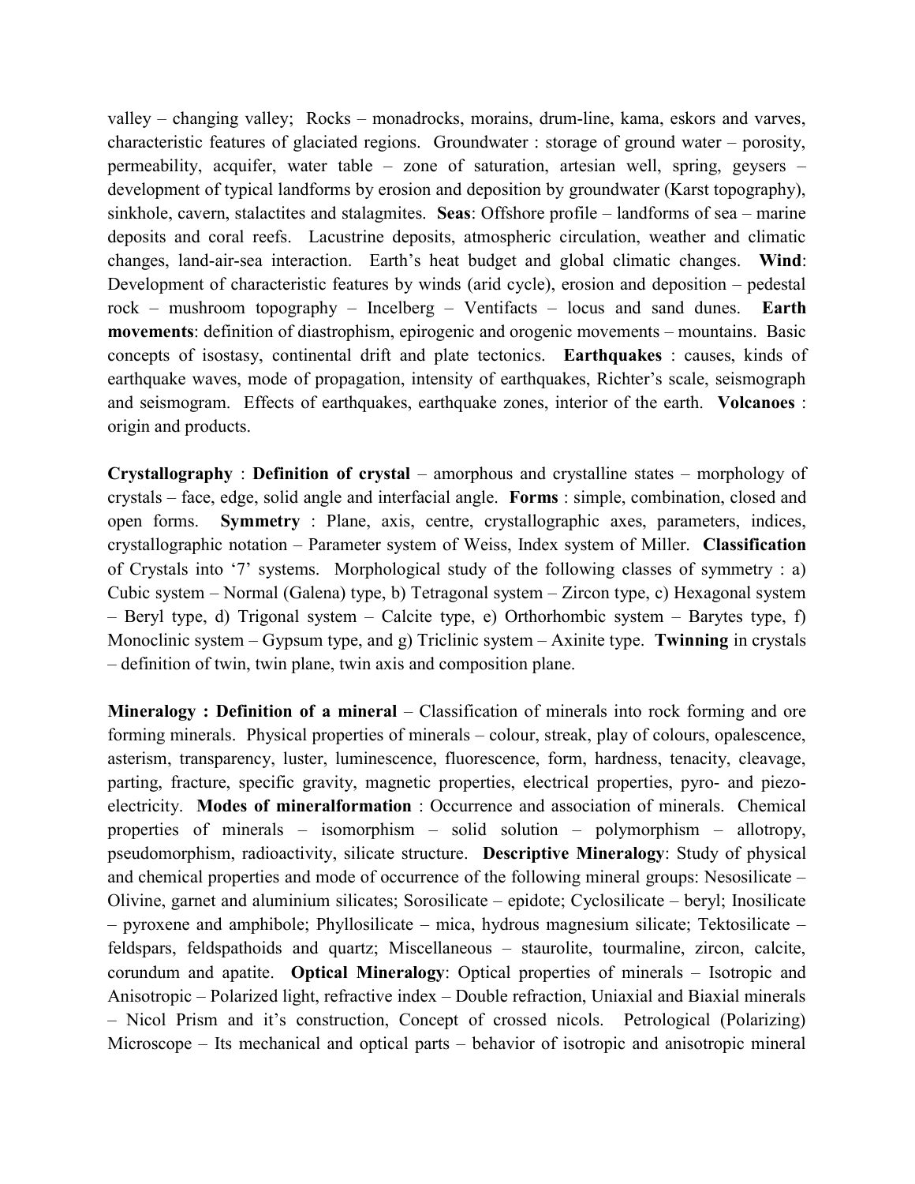valley – changing valley; Rocks – monadrocks, morains, drum-line, kama, eskors and varves, characteristic features of glaciated regions. Groundwater : storage of ground water – porosity, permeability, acquifer, water table – zone of saturation, artesian well, spring, geysers – development of typical landforms by erosion and deposition by groundwater (Karst topography), sinkhole, cavern, stalactites and stalagmites. **Seas**: Offshore profile – landforms of sea – marine deposits and coral reefs. Lacustrine deposits, atmospheric circulation, weather and climatic changes, land-air-sea interaction. Earth's heat budget and global climatic changes. **Wind**: Development of characteristic features by winds (arid cycle), erosion and deposition – pedestal rock – mushroom topography – Incelberg – Ventifacts – locus and sand dunes. **Earth movements**: definition of diastrophism, epirogenic and orogenic movements – mountains. Basic concepts of isostasy, continental drift and plate tectonics. **Earthquakes** : causes, kinds of earthquake waves, mode of propagation, intensity of earthquakes, Richter's scale, seismograph and seismogram. Effects of earthquakes, earthquake zones, interior of the earth. **Volcanoes** : origin and products.

**Crystallography** : **Definition of crystal** – amorphous and crystalline states – morphology of crystals – face, edge, solid angle and interfacial angle. **Forms** : simple, combination, closed and open forms. **Symmetry** : Plane, axis, centre, crystallographic axes, parameters, indices, crystallographic notation – Parameter system of Weiss, Index system of Miller. **Classification** of Crystals into '7' systems. Morphological study of the following classes of symmetry : a) Cubic system – Normal (Galena) type, b) Tetragonal system – Zircon type, c) Hexagonal system – Beryl type, d) Trigonal system – Calcite type, e) Orthorhombic system – Barytes type, f) Monoclinic system – Gypsum type, and g) Triclinic system – Axinite type. **Twinning** in crystals – definition of twin, twin plane, twin axis and composition plane.

**Mineralogy : Definition of a mineral** – Classification of minerals into rock forming and ore forming minerals. Physical properties of minerals – colour, streak, play of colours, opalescence, asterism, transparency, luster, luminescence, fluorescence, form, hardness, tenacity, cleavage, parting, fracture, specific gravity, magnetic properties, electrical properties, pyro- and piezo-electricity. **Modes of mineralformation** : Occurrence and association of minerals. Chemical properties of minerals – isomorphism – solid solution – polymorphism – allotropy, pseudomorphism, radioactivity, silicate structure. **Descriptive Mineralogy**: Study of physical and chemical properties and mode of occurrence of the following mineral groups: Nesosilicate – Olivine, garnet and aluminium silicates; Sorosilicate – epidote; Cyclosilicate – beryl; Inosilicate – pyroxene and amphibole; Phyllosilicate – mica, hydrous magnesium silicate; Tektosilicate – feldspars, feldspathoids and quartz; Miscellaneous – staurolite, tourmaline, zircon, calcite, corundum and apatite. **Optical Mineralogy**: Optical properties of minerals – Isotropic and Anisotropic – Polarized light, refractive index – Double refraction, Uniaxial and Biaxial minerals – Nicol Prism and it's construction, Concept of crossed nicols. Petrological (Polarizing) Microscope – Its mechanical and optical parts – behavior of isotropic and anisotropic mineral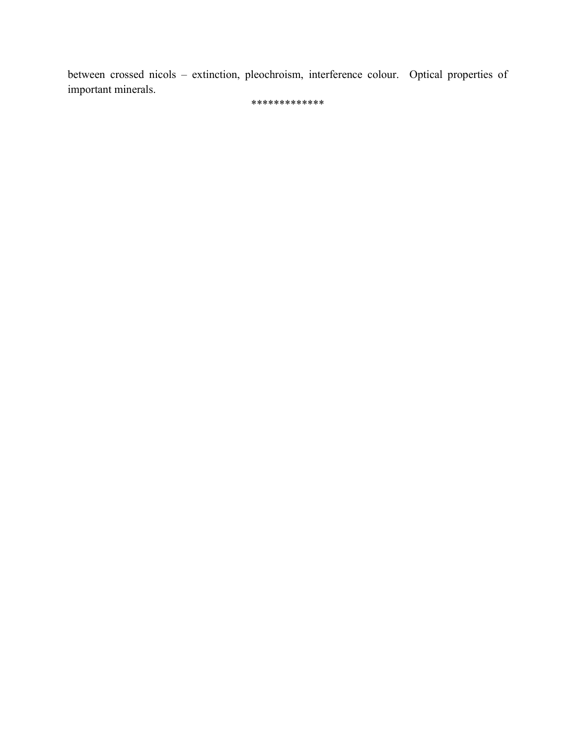between crossed nicols – extinction, pleochroism, interference colour. Optical properties of important minerals.

*************